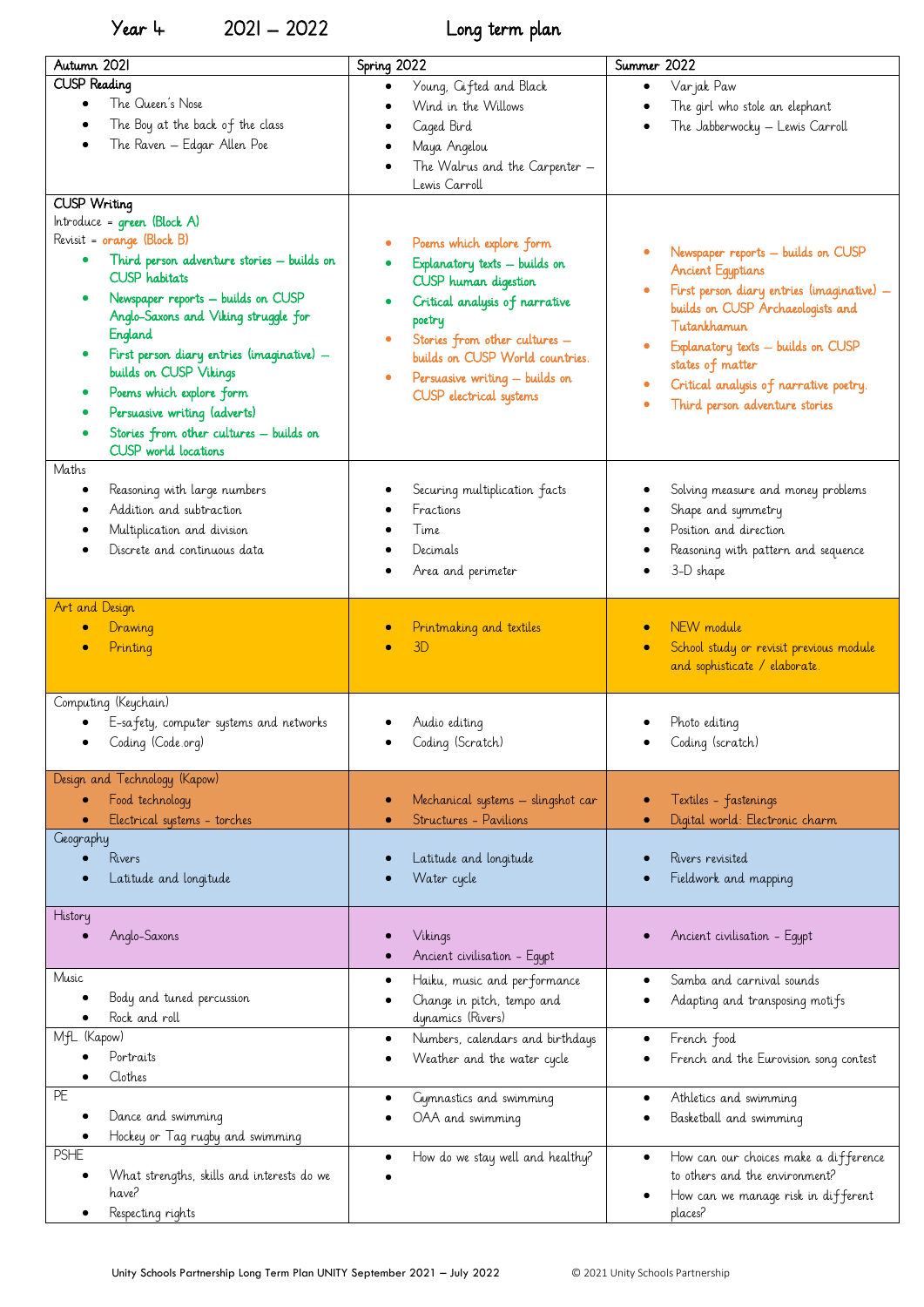# Year 4 2021 – 2022 Long term plan

| Autumn 2021 | Spring 2022 | Summer 2022 |
|---|---|---|
| **CUSP Reading**<br>• The Queen's Nose<br>• The Boy at the back of the class<br>• The Raven – Edgar Allen Poe | • Young, Gifted and Black<br>• Wind in the Willows<br>• Caged Bird<br>• Maya Angelou<br>• The Walrus and the Carpenter – Lewis Carroll | • Varjak Paw<br>• The girl who stole an elephant<br>• The Jabberwocky – Lewis Carroll |
| **CUSP Writing**<br>Introduce = green (Block A)<br>Revisit = orange (Block B)<br>• Third person adventure stories – builds on CUSP habitats<br>• Newspaper reports – builds on CUSP Anglo-Saxons and Viking struggle for England<br>• First person diary entries (imaginative) – builds on CUSP Vikings<br>• Poems which explore form<br>• Persuasive writing (adverts)<br>• Stories from other cultures – builds on CUSP world locations | • Poems which explore form<br>• Explanatory texts – builds on CUSP human digestion<br>• Critical analysis of narrative poetry<br>• Stories from other cultures – builds on CUSP World countries.<br>• Persuasive writing – builds on CUSP electrical systems | • Newspaper reports – builds on CUSP Ancient Egyptians<br>• First person diary entries (imaginative) – builds on CUSP Archaeologists and Tutankhamun<br>• Explanatory texts – builds on CUSP states of matter<br>• Critical analysis of narrative poetry.<br>• Third person adventure stories |
| **Maths**<br>• Reasoning with large numbers<br>• Addition and subtraction<br>• Multiplication and division<br>• Discrete and continuous data | • Securing multiplication facts<br>• Fractions<br>• Time<br>• Decimals<br>• Area and perimeter | • Solving measure and money problems<br>• Shape and symmetry<br>• Position and direction<br>• Reasoning with pattern and sequence<br>• 3-D shape |
| **Art and Design**<br>• Drawing<br>• Printing | • Printmaking and textiles<br>• 3D | • NEW module<br>• School study or revisit previous module and sophisticate / elaborate. |
| **Computing (Keychain)**<br>• E-safety, computer systems and networks<br>• Coding (Code.org) | • Audio editing<br>• Coding (Scratch) | • Photo editing<br>• Coding (scratch) |
| **Design and Technology (Kapow)**<br>• Food technology<br>• Electrical systems - torches | • Mechanical systems – slingshot car<br>• Structures - Pavilions | • Textiles - fastenings<br>• Digital world: Electronic charm |
| **Geography**<br>• Rivers<br>• Latitude and longitude | • Latitude and longitude<br>• Water cycle | • Rivers revisited<br>• Fieldwork and mapping |
| **History**<br>• Anglo-Saxons | • Vikings<br>• Ancient civilisation - Egypt | • Ancient civilisation - Egypt |
| **Music**<br>• Body and tuned percussion<br>• Rock and roll | • Haiku, music and performance<br>• Change in pitch, tempo and dynamics (Rivers) | • Samba and carnival sounds<br>• Adapting and transposing motifs |
| **MfL (Kapow)**<br>• Portraits<br>• Clothes | • Numbers, calendars and birthdays<br>• Weather and the water cycle | • French food<br>• French and the Eurovision song contest |
| **PE**<br>• Dance and swimming<br>• Hockey or Tag rugby and swimming | • Gymnastics and swimming<br>• OAA and swimming | • Athletics and swimming<br>• Basketball and swimming |
| **PSHE**<br>• What strengths, skills and interests do we have?<br>• Respecting rights | • How do we stay well and healthy?<br>• | • How can our choices make a difference to others and the environment?<br>• How can we manage risk in different places? |

Unity Schools Partnership Long Term Plan UNITY September 2021 – July 2022 © 2021 Unity Schools Partnership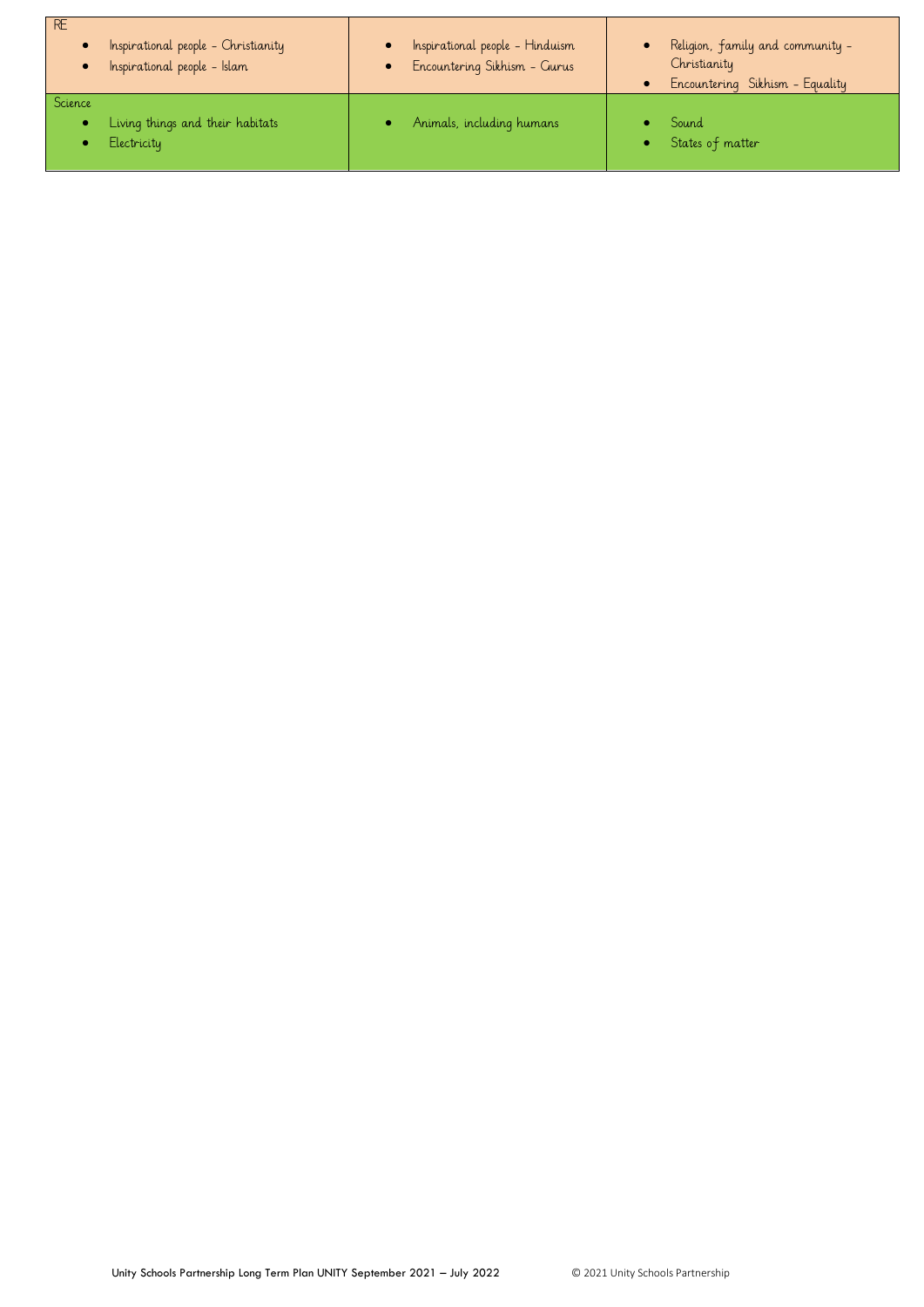| | | |
|---|---|---|
| RE<br>• Inspirational people - Christianity<br>• Inspirational people - Islam | • Inspirational people - Hinduism<br>• Encountering Sikhism - Gurus | • Religion, family and community - Christianity<br>• Encountering Sikhism - Equality |
| Science<br>• Living things and their habitats<br>• Electricity | • Animals, including humans | • Sound<br>• States of matter |